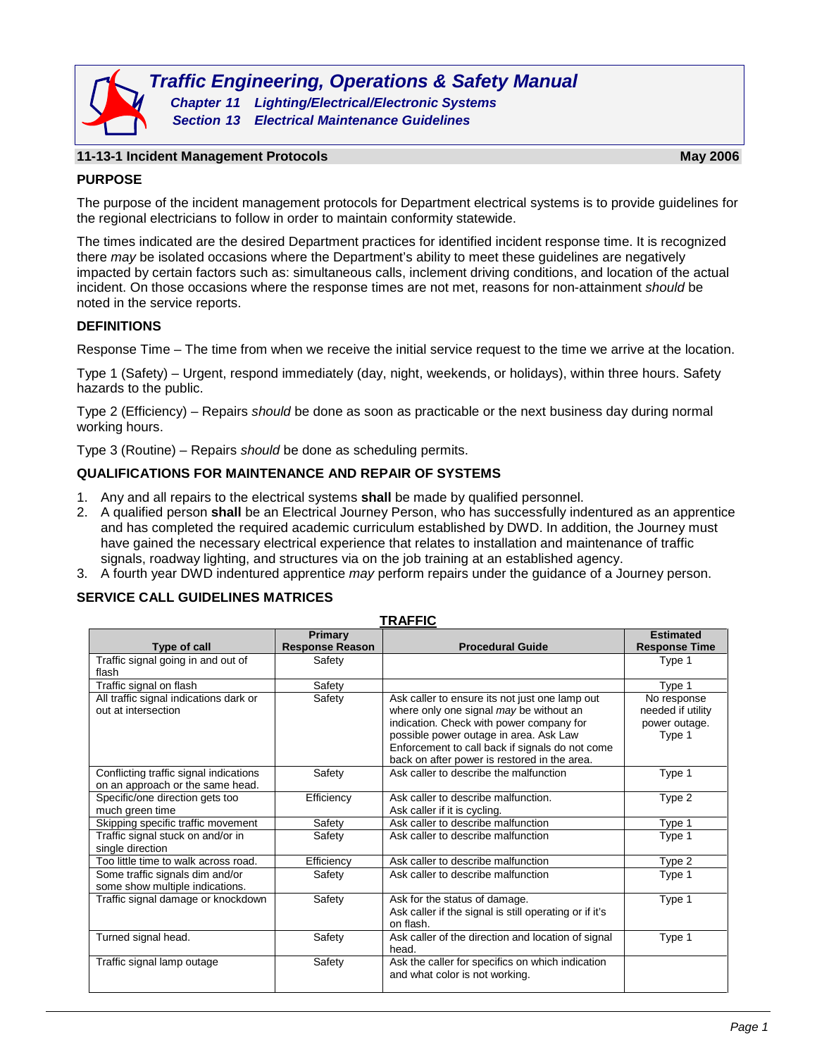# Traffic Engineering, Operations & Safety Manual

## Chapter 11 Lighting/Electrical/Electronic Systems

## Section 13 Electrical Maintenance Guidelines

### 11-13-1 Incident Management Protocols — May 2006

**PURPOSE**

The purpose of the incident management protocols for Department electrical systems is to provide guidelines for the regional electricians to follow in order to maintain conformity statewide.

The times indicated are the desired Department practices for identified incident response time. It is recognized there *may* be isolated occasions where the Department's ability to meet these guidelines are negatively impacted by certain factors such as: simultaneous calls, inclement driving conditions, and location of the actual incident. On those occasions where the response times are not met, reasons for non-attainment *should* be noted in the service reports.

**DEFINITIONS**

Response Time – The time from when we receive the initial service request to the time we arrive at the location.

Type 1 (Safety) – Urgent, respond immediately (day, night, weekends, or holidays), within three hours. Safety hazards to the public.

Type 2 (Efficiency) – Repairs *should* be done as soon as practicable or the next business day during normal working hours.

Type 3 (Routine) – Repairs *should* be done as scheduling permits.

**QUALIFICATIONS FOR MAINTENANCE AND REPAIR OF SYSTEMS**

1. Any and all repairs to the electrical systems **shall** be made by qualified personnel.
2. A qualified person **shall** be an Electrical Journey Person, who has successfully indentured as an apprentice and has completed the required academic curriculum established by DWD. In addition, the Journey must have gained the necessary electrical experience that relates to installation and maintenance of traffic signals, roadway lighting, and structures via on the job training at an established agency.
3. A fourth year DWD indentured apprentice *may* perform repairs under the guidance of a Journey person.

**SERVICE CALL GUIDELINES MATRICES**

**TRAFFIC**

| Type of call | Primary Response Reason | Procedural Guide | Estimated Response Time |
|---|---|---|---|
| Traffic signal going in and out of flash | Safety | | Type 1 |
| Traffic signal on flash | Safety | | Type 1 |
| All traffic signal indications dark or out at intersection | Safety | Ask caller to ensure its not just one lamp out where only one signal *may* be without an indication. Check with power company for possible power outage in area. Ask Law Enforcement to call back if signals do not come back on after power is restored in the area. | No response needed if utility power outage. Type 1 |
| Conflicting traffic signal indications on an approach or the same head. | Safety | Ask caller to describe the malfunction | Type 1 |
| Specific/one direction gets too much green time | Efficiency | Ask caller to describe malfunction. Ask caller if it is cycling. | Type 2 |
| Skipping specific traffic movement | Safety | Ask caller to describe malfunction | Type 1 |
| Traffic signal stuck on and/or in single direction | Safety | Ask caller to describe malfunction | Type 1 |
| Too little time to walk across road. | Efficiency | Ask caller to describe malfunction | Type 2 |
| Some traffic signals dim and/or some show multiple indications. | Safety | Ask caller to describe malfunction | Type 1 |
| Traffic signal damage or knockdown | Safety | Ask for the status of damage. Ask caller if the signal is still operating or if it's on flash. | Type 1 |
| Turned signal head. | Safety | Ask caller of the direction and location of signal head. | Type 1 |
| Traffic signal lamp outage | Safety | Ask the caller for specifics on which indication and what color is not working. | |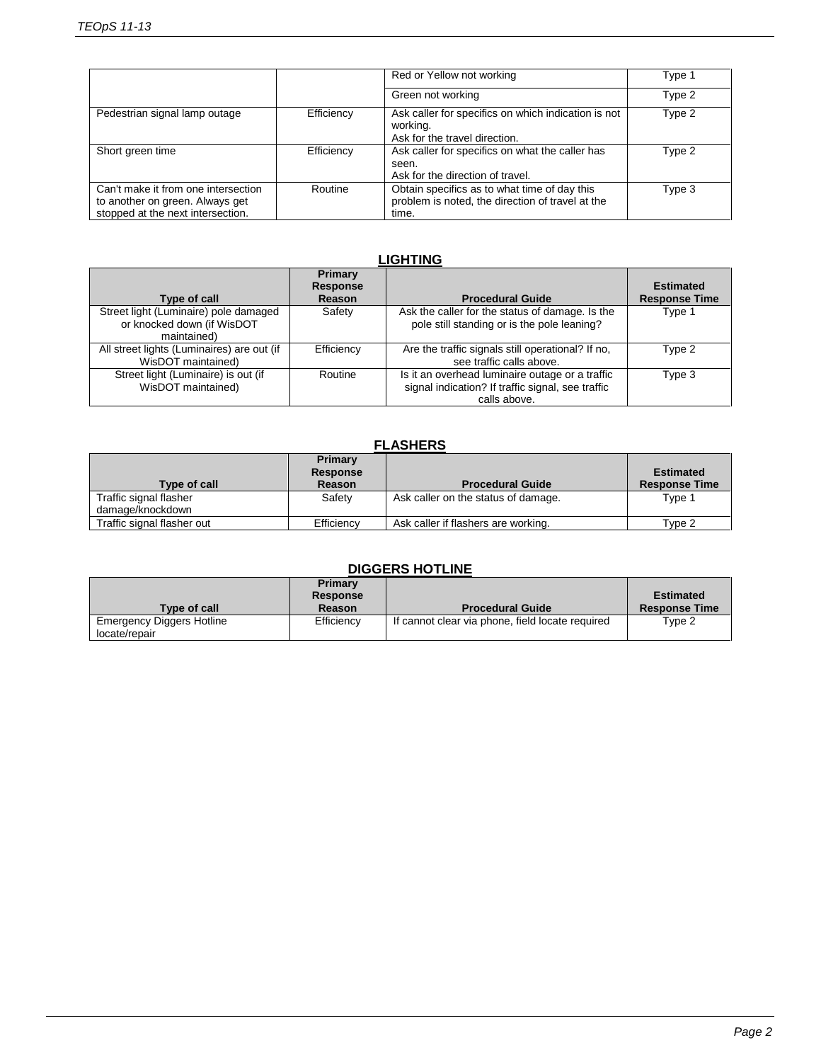| | | | |
|---|---|---|---|
| | | Red or Yellow not working | Type 1 |
| | | Green not working | Type 2 |
| Pedestrian signal lamp outage | Efficiency | Ask caller for specifics on which indication is not working. Ask for the travel direction. | Type 2 |
| Short green time | Efficiency | Ask caller for specifics on what the caller has seen. Ask for the direction of travel. | Type 2 |
| Can't make it from one intersection to another on green. Always get stopped at the next intersection. | Routine | Obtain specifics as to what time of day this problem is noted, the direction of travel at the time. | Type 3 |

## LIGHTING

| Type of call | Primary Response Reason | Procedural Guide | Estimated Response Time |
|---|---|---|---|
| Street light (Luminaire) pole damaged or knocked down (if WisDOT maintained) | Safety | Ask the caller for the status of damage. Is the pole still standing or is the pole leaning? | Type 1 |
| All street lights (Luminaires) are out (if WisDOT maintained) | Efficiency | Are the traffic signals still operational? If no, see traffic calls above. | Type 2 |
| Street light (Luminaire) is out (if WisDOT maintained) | Routine | Is it an overhead luminaire outage or a traffic signal indication? If traffic signal, see traffic calls above. | Type 3 |

## FLASHERS

| Type of call | Primary Response Reason | Procedural Guide | Estimated Response Time |
|---|---|---|---|
| Traffic signal flasher damage/knockdown | Safety | Ask caller on the status of damage. | Type 1 |
| Traffic signal flasher out | Efficiency | Ask caller if flashers are working. | Type 2 |

## DIGGERS HOTLINE

| Type of call | Primary Response Reason | Procedural Guide | Estimated Response Time |
|---|---|---|---|
| Emergency Diggers Hotline locate/repair | Efficiency | If cannot clear via phone, field locate required | Type 2 |